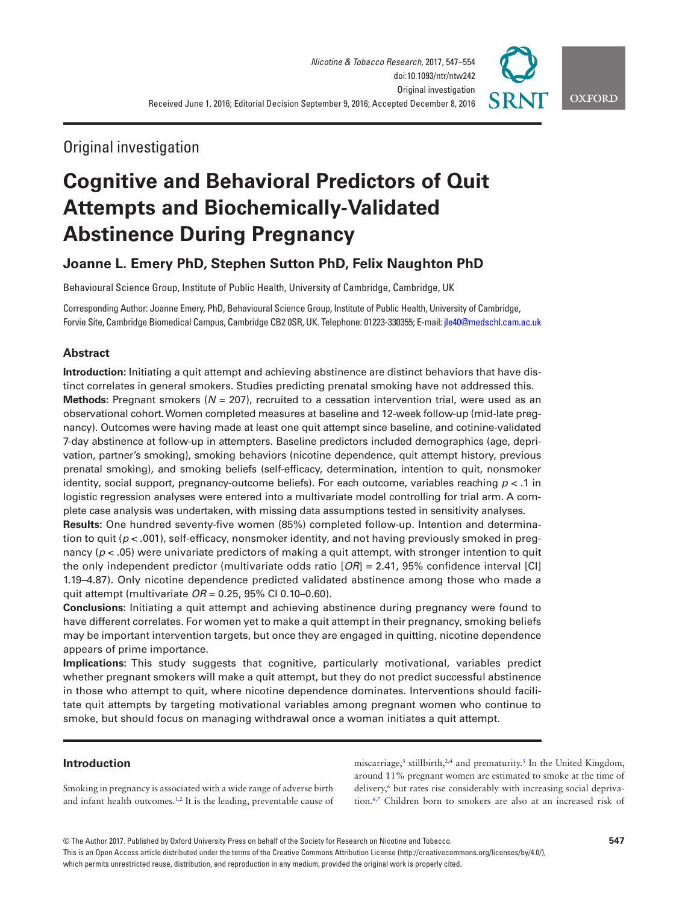Original investigation

# Cognitive and Behavioral Predictors of Quit Attempts and Biochemically-Validated Abstinence During Pregnancy

**Joanne L. Emery PhD, Stephen Sutton PhD, Felix Naughton PhD**

Behavioural Science Group, Institute of Public Health, University of Cambridge, Cambridge, UK

Corresponding Author: Joanne Emery, PhD, Behavioural Science Group, Institute of Public Health, University of Cambridge, Forvie Site, Cambridge Biomedical Campus, Cambridge CB2 0SR, UK. Telephone: 01223-330355; E-mail: jle40@medschl.cam.ac.uk

Received June 1, 2016; Editorial Decision September 9, 2016; Accepted December 8, 2016

## Abstract

**Introduction:** Initiating a quit attempt and achieving abstinence are distinct behaviors that have distinct correlates in general smokers. Studies predicting prenatal smoking have not addressed this.

**Methods:** Pregnant smokers ($N$ = 207), recruited to a cessation intervention trial, were used as an observational cohort. Women completed measures at baseline and 12-week follow-up (mid-late pregnancy). Outcomes were having made at least one quit attempt since baseline, and cotinine-validated 7-day abstinence at follow-up in attempters. Baseline predictors included demographics (age, deprivation, partner's smoking), smoking behaviors (nicotine dependence, quit attempt history, previous prenatal smoking), and smoking beliefs (self-efficacy, determination, intention to quit, nonsmoker identity, social support, pregnancy-outcome beliefs). For each outcome, variables reaching $p < .1$ in logistic regression analyses were entered into a multivariate model controlling for trial arm. A complete case analysis was undertaken, with missing data assumptions tested in sensitivity analyses.

**Results:** One hundred seventy-five women (85%) completed follow-up. Intention and determination to quit ($p < .001$), self-efficacy, nonsmoker identity, and not having previously smoked in pregnancy ($p < .05$) were univariate predictors of making a quit attempt, with stronger intention to quit the only independent predictor (multivariate odds ratio [$OR$] = 2.41, 95% confidence interval [CI] 1.19–4.87). Only nicotine dependence predicted validated abstinence among those who made a quit attempt (multivariate $OR$ = 0.25, 95% CI 0.10–0.60).

**Conclusions:** Initiating a quit attempt and achieving abstinence during pregnancy were found to have different correlates. For women yet to make a quit attempt in their pregnancy, smoking beliefs may be important intervention targets, but once they are engaged in quitting, nicotine dependence appears of prime importance.

**Implications:** This study suggests that cognitive, particularly motivational, variables predict whether pregnant smokers will make a quit attempt, but they do not predict successful abstinence in those who attempt to quit, where nicotine dependence dominates. Interventions should facilitate quit attempts by targeting motivational variables among pregnant women who continue to smoke, but should focus on managing withdrawal once a woman initiates a quit attempt.

## Introduction

Smoking in pregnancy is associated with a wide range of adverse birth and infant health outcomes.[1,2] It is the leading, preventable cause of miscarriage,[3] stillbirth,[2,4] and prematurity.[5] In the United Kingdom, around 11% pregnant women are estimated to smoke at the time of delivery,[6] but rates rise considerably with increasing social deprivation.[6,7] Children born to smokers are also at an increased risk of

© The Author 2017. Published by Oxford University Press on behalf of the Society for Research on Nicotine and Tobacco.
This is an Open Access article distributed under the terms of the Creative Commons Attribution License (http://creativecommons.org/licenses/by/4.0/), which permits unrestricted reuse, distribution, and reproduction in any medium, provided the original work is properly cited.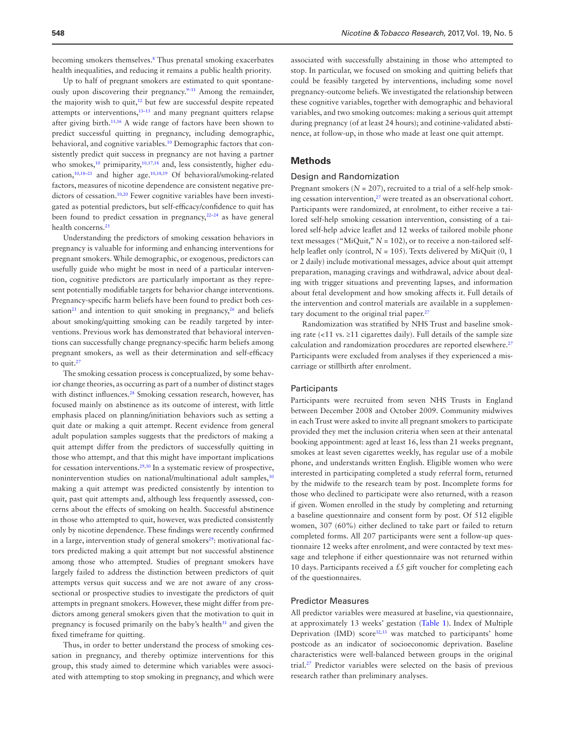becoming smokers themselves.[8] Thus prenatal smoking exacerbates health inequalities, and reducing it remains a public health priority.

Up to half of pregnant smokers are estimated to quit spontaneously upon discovering their pregnancy.[9–11] Among the remainder, the majority wish to quit,[12] but few are successful despite repeated attempts or interventions,[13–15] and many pregnant quitters relapse after giving birth.[11,16] A wide range of factors have been shown to predict successful quitting in pregnancy, including demographic, behavioral, and cognitive variables.[10] Demographic factors that consistently predict quit success in pregnancy are not having a partner who smokes,[10] primiparity,[10,17,18] and, less consistently, higher education,[10,18–21] and higher age.[10,18,19] Of behavioral/smoking-related factors, measures of nicotine dependence are consistent negative predictors of cessation.[10,20] Fewer cognitive variables have been investigated as potential predictors, but self-efficacy/confidence to quit has been found to predict cessation in pregnancy,[22–24] as have general health concerns.[25]

Understanding the predictors of smoking cessation behaviors in pregnancy is valuable for informing and enhancing interventions for pregnant smokers. While demographic, or exogenous, predictors can usefully guide who might be most in need of a particular intervention, cognitive predictors are particularly important as they represent potentially modifiable targets for behavior change interventions. Pregnancy-specific harm beliefs have been found to predict both cessation[21] and intention to quit smoking in pregnancy,[26] and beliefs about smoking/quitting smoking can be readily targeted by interventions. Previous work has demonstrated that behavioral interventions can successfully change pregnancy-specific harm beliefs among pregnant smokers, as well as their determination and self-efficacy to quit.[27]

The smoking cessation process is conceptualized, by some behavior change theories, as occurring as part of a number of distinct stages with distinct influences.[28] Smoking cessation research, however, has focused mainly on abstinence as its outcome of interest, with little emphasis placed on planning/initiation behaviors such as setting a quit date or making a quit attempt. Recent evidence from general adult population samples suggests that the predictors of making a quit attempt differ from the predictors of successfully quitting in those who attempt, and that this might have important implications for cessation interventions.[29,30] In a systematic review of prospective, nonintervention studies on national/multinational adult samples,[30] making a quit attempt was predicted consistently by intention to quit, past quit attempts and, although less frequently assessed, concerns about the effects of smoking on health. Successful abstinence in those who attempted to quit, however, was predicted consistently only by nicotine dependence. These findings were recently confirmed in a large, intervention study of general smokers[29]: motivational factors predicted making a quit attempt but not successful abstinence among those who attempted. Studies of pregnant smokers have largely failed to address the distinction between predictors of quit attempts versus quit success and we are not aware of any cross-sectional or prospective studies to investigate the predictors of quit attempts in pregnant smokers. However, these might differ from predictors among general smokers given that the motivation to quit in pregnancy is focused primarily on the baby's health[31] and given the fixed timeframe for quitting.

Thus, in order to better understand the process of smoking cessation in pregnancy, and thereby optimize interventions for this group, this study aimed to determine which variables were associated with attempting to stop smoking in pregnancy, and which were associated with successfully abstaining in those who attempted to stop. In particular, we focused on smoking and quitting beliefs that could be feasibly targeted by interventions, including some novel pregnancy-outcome beliefs. We investigated the relationship between these cognitive variables, together with demographic and behavioral variables, and two smoking outcomes: making a serious quit attempt during pregnancy (of at least 24 hours); and cotinine-validated abstinence, at follow-up, in those who made at least one quit attempt.

## Methods

### Design and Randomization

Pregnant smokers ($N = 207$), recruited to a trial of a self-help smoking cessation intervention,[27] were treated as an observational cohort. Participants were randomized, at enrolment, to either receive a tailored self-help smoking cessation intervention, consisting of a tailored self-help advice leaflet and 12 weeks of tailored mobile phone text messages ("MiQuit," $N = 102$), or to receive a non-tailored self-help leaflet only (control, $N = 105$). Texts delivered by MiQuit (0, 1 or 2 daily) include motivational messages, advice about quit attempt preparation, managing cravings and withdrawal, advice about dealing with trigger situations and preventing lapses, and information about fetal development and how smoking affects it. Full details of the intervention and control materials are available in a supplementary document to the original trial paper.[27]

Randomization was stratified by NHS Trust and baseline smoking rate (<11 vs. ≥11 cigarettes daily). Full details of the sample size calculation and randomization procedures are reported elsewhere.[27] Participants were excluded from analyses if they experienced a miscarriage or stillbirth after enrolment.

### Participants

Participants were recruited from seven NHS Trusts in England between December 2008 and October 2009. Community midwives in each Trust were asked to invite all pregnant smokers to participate provided they met the inclusion criteria when seen at their antenatal booking appointment: aged at least 16, less than 21 weeks pregnant, smokes at least seven cigarettes weekly, has regular use of a mobile phone, and understands written English. Eligible women who were interested in participating completed a study referral form, returned by the midwife to the research team by post. Incomplete forms for those who declined to participate were also returned, with a reason if given. Women enrolled in the study by completing and returning a baseline questionnaire and consent form by post. Of 512 eligible women, 307 (60%) either declined to take part or failed to return completed forms. All 207 participants were sent a follow-up questionnaire 12 weeks after enrolment, and were contacted by text message and telephone if either questionnaire was not returned within 10 days. Participants received a £5 gift voucher for completing each of the questionnaires.

### Predictor Measures

All predictor variables were measured at baseline, via questionnaire, at approximately 13 weeks' gestation (Table 1). Index of Multiple Deprivation (IMD) score[32,33] was matched to participants' home postcode as an indicator of socioeconomic deprivation. Baseline characteristics were well-balanced between groups in the original trial.[27] Predictor variables were selected on the basis of previous research rather than preliminary analyses.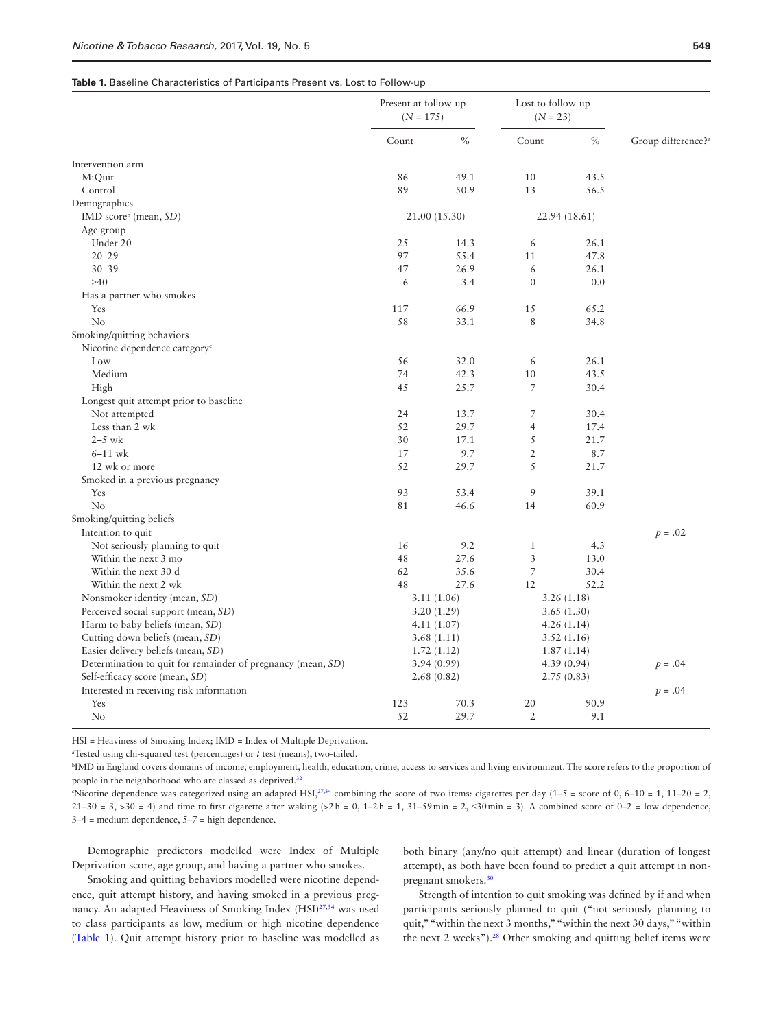**Table 1.** Baseline Characteristics of Participants Present vs. Lost to Follow-up

| | Present at follow-up ($N$ = 175) | | Lost to follow-up ($N$ = 23) | | |
|---|---|---|---|---|---|
| | Count | % | Count | % | Group difference?[a] |
| Intervention arm | | | | | |
| MiQuit | 86 | 49.1 | 10 | 43.5 | |
| Control | 89 | 50.9 | 13 | 56.5 | |
| Demographics | | | | | |
| IMD score[b] (mean, *SD*) | 21.00 (15.30) | | 22.94 (18.61) | | |
| Age group | | | | | |
| Under 20 | 25 | 14.3 | 6 | 26.1 | |
| 20–29 | 97 | 55.4 | 11 | 47.8 | |
| 30–39 | 47 | 26.9 | 6 | 26.1 | |
| ≥40 | 6 | 3.4 | 0 | 0.0 | |
| Has a partner who smokes | | | | | |
| Yes | 117 | 66.9 | 15 | 65.2 | |
| No | 58 | 33.1 | 8 | 34.8 | |
| Smoking/quitting behaviors | | | | | |
| Nicotine dependence category[c] | | | | | |
| Low | 56 | 32.0 | 6 | 26.1 | |
| Medium | 74 | 42.3 | 10 | 43.5 | |
| High | 45 | 25.7 | 7 | 30.4 | |
| Longest quit attempt prior to baseline | | | | | |
| Not attempted | 24 | 13.7 | 7 | 30.4 | |
| Less than 2 wk | 52 | 29.7 | 4 | 17.4 | |
| 2–5 wk | 30 | 17.1 | 5 | 21.7 | |
| 6–11 wk | 17 | 9.7 | 2 | 8.7 | |
| 12 wk or more | 52 | 29.7 | 5 | 21.7 | |
| Smoked in a previous pregnancy | | | | | |
| Yes | 93 | 53.4 | 9 | 39.1 | |
| No | 81 | 46.6 | 14 | 60.9 | |
| Smoking/quitting beliefs | | | | | |
| Intention to quit | | | | | $p$ = .02 |
| Not seriously planning to quit | 16 | 9.2 | 1 | 4.3 | |
| Within the next 3 mo | 48 | 27.6 | 3 | 13.0 | |
| Within the next 30 d | 62 | 35.6 | 7 | 30.4 | |
| Within the next 2 wk | 48 | 27.6 | 12 | 52.2 | |
| Nonsmoker identity (mean, *SD*) | 3.11 (1.06) | | 3.26 (1.18) | | |
| Perceived social support (mean, *SD*) | 3.20 (1.29) | | 3.65 (1.30) | | |
| Harm to baby beliefs (mean, *SD*) | 4.11 (1.07) | | 4.26 (1.14) | | |
| Cutting down beliefs (mean, *SD*) | 3.68 (1.11) | | 3.52 (1.16) | | |
| Easier delivery beliefs (mean, *SD*) | 1.72 (1.12) | | 1.87 (1.14) | | |
| Determination to quit for remainder of pregnancy (mean, *SD*) | 3.94 (0.99) | | 4.39 (0.94) | | $p$ = .04 |
| Self-efficacy score (mean, *SD*) | 2.68 (0.82) | | 2.75 (0.83) | | |
| Interested in receiving risk information | | | | | $p$ = .04 |
| Yes | 123 | 70.3 | 20 | 90.9 | |
| No | 52 | 29.7 | 2 | 9.1 | |

HSI = Heaviness of Smoking Index; IMD = Index of Multiple Deprivation.

[a]Tested using chi-squared test (percentages) or *t* test (means), two-tailed.

[b]IMD in England covers domains of income, employment, health, education, crime, access to services and living environment. The score refers to the proportion of people in the neighborhood who are classed as deprived.[32]

[c]Nicotine dependence was categorized using an adapted HSI,[27,34] combining the score of two items: cigarettes per day (1–5 = score of 0, 6–10 = 1, 11–20 = 2, 21–30 = 3, >30 = 4) and time to first cigarette after waking (>2 h = 0, 1–2 h = 1, 31–59 min = 2, ≤30 min = 3). A combined score of 0–2 = low dependence, 3–4 = medium dependence, 5–7 = high dependence.

Demographic predictors modelled were Index of Multiple Deprivation score, age group, and having a partner who smokes.

Smoking and quitting behaviors modelled were nicotine dependence, quit attempt history, and having smoked in a previous pregnancy. An adapted Heaviness of Smoking Index (HSI)[27,34] was used to class participants as low, medium or high nicotine dependence (Table 1). Quit attempt history prior to baseline was modelled as both binary (any/no quit attempt) and linear (duration of longest attempt), as both have been found to predict a quit attempt in non-pregnant smokers.[30]

Strength of intention to quit smoking was defined by if and when participants seriously planned to quit ("not seriously planning to quit," "within the next 3 months," "within the next 30 days," "within the next 2 weeks").[28] Other smoking and quitting belief items were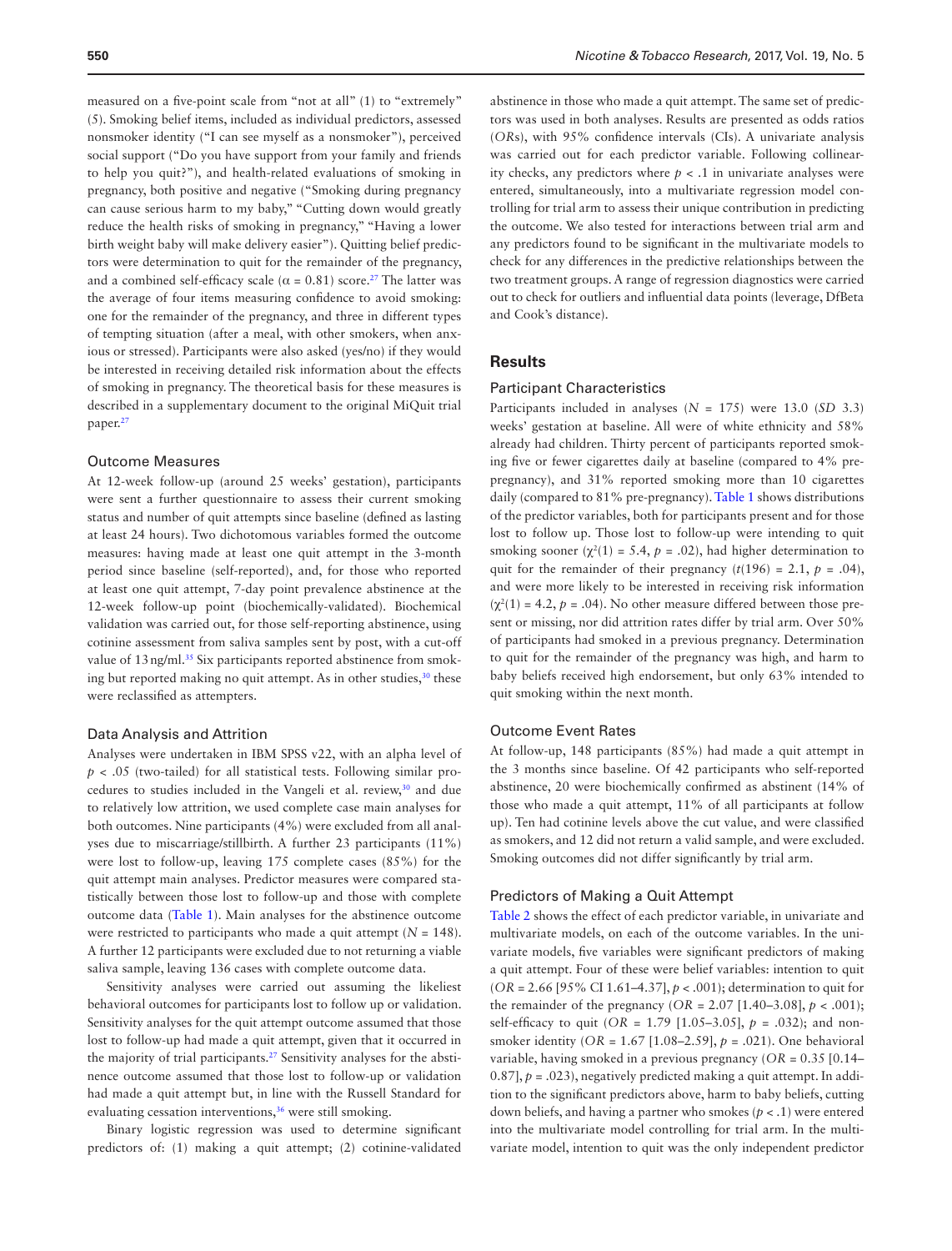measured on a five-point scale from "not at all" (1) to "extremely" (5). Smoking belief items, included as individual predictors, assessed nonsmoker identity ("I can see myself as a nonsmoker"), perceived social support ("Do you have support from your family and friends to help you quit?"), and health-related evaluations of smoking in pregnancy, both positive and negative ("Smoking during pregnancy can cause serious harm to my baby," "Cutting down would greatly reduce the health risks of smoking in pregnancy," "Having a lower birth weight baby will make delivery easier"). Quitting belief predictors were determination to quit for the remainder of the pregnancy, and a combined self-efficacy scale ($\alpha = 0.81$) score.[27] The latter was the average of four items measuring confidence to avoid smoking: one for the remainder of the pregnancy, and three in different types of tempting situation (after a meal, with other smokers, when anxious or stressed). Participants were also asked (yes/no) if they would be interested in receiving detailed risk information about the effects of smoking in pregnancy. The theoretical basis for these measures is described in a supplementary document to the original MiQuit trial paper.[27]

### Outcome Measures

At 12-week follow-up (around 25 weeks' gestation), participants were sent a further questionnaire to assess their current smoking status and number of quit attempts since baseline (defined as lasting at least 24 hours). Two dichotomous variables formed the outcome measures: having made at least one quit attempt in the 3-month period since baseline (self-reported), and, for those who reported at least one quit attempt, 7-day point prevalence abstinence at the 12-week follow-up point (biochemically-validated). Biochemical validation was carried out, for those self-reporting abstinence, using cotinine assessment from saliva samples sent by post, with a cut-off value of 13 ng/ml.[35] Six participants reported abstinence from smoking but reported making no quit attempt. As in other studies,[30] these were reclassified as attempters.

### Data Analysis and Attrition

Analyses were undertaken in IBM SPSS v22, with an alpha level of $p < .05$ (two-tailed) for all statistical tests. Following similar procedures to studies included in the Vangeli et al. review,[30] and due to relatively low attrition, we used complete case main analyses for both outcomes. Nine participants (4%) were excluded from all analyses due to miscarriage/stillbirth. A further 23 participants (11%) were lost to follow-up, leaving 175 complete cases (85%) for the quit attempt main analyses. Predictor measures were compared statistically between those lost to follow-up and those with complete outcome data (Table 1). Main analyses for the abstinence outcome were restricted to participants who made a quit attempt ($N = 148$). A further 12 participants were excluded due to not returning a viable saliva sample, leaving 136 cases with complete outcome data.

Sensitivity analyses were carried out assuming the likeliest behavioral outcomes for participants lost to follow up or validation. Sensitivity analyses for the quit attempt outcome assumed that those lost to follow-up had made a quit attempt, given that it occurred in the majority of trial participants.[27] Sensitivity analyses for the abstinence outcome assumed that those lost to follow-up or validation had made a quit attempt but, in line with the Russell Standard for evaluating cessation interventions,[36] were still smoking.

Binary logistic regression was used to determine significant predictors of: (1) making a quit attempt; (2) cotinine-validated abstinence in those who made a quit attempt. The same set of predictors was used in both analyses. Results are presented as odds ratios (*OR*s), with 95% confidence intervals (CIs). A univariate analysis was carried out for each predictor variable. Following collinearity checks, any predictors where $p < .1$ in univariate analyses were entered, simultaneously, into a multivariate regression model controlling for trial arm to assess their unique contribution in predicting the outcome. We also tested for interactions between trial arm and any predictors found to be significant in the multivariate models to check for any differences in the predictive relationships between the two treatment groups. A range of regression diagnostics were carried out to check for outliers and influential data points (leverage, DfBeta and Cook's distance).

## Results

### Participant Characteristics

Participants included in analyses ($N = 175$) were 13.0 (*SD* 3.3) weeks' gestation at baseline. All were of white ethnicity and 58% already had children. Thirty percent of participants reported smoking five or fewer cigarettes daily at baseline (compared to 4% pre-pregnancy), and 31% reported smoking more than 10 cigarettes daily (compared to 81% pre-pregnancy). Table 1 shows distributions of the predictor variables, both for participants present and for those lost to follow up. Those lost to follow-up were intending to quit smoking sooner ($\chi^2(1) = 5.4$, $p = .02$), had higher determination to quit for the remainder of their pregnancy ($t(196) = 2.1$, $p = .04$), and were more likely to be interested in receiving risk information ($\chi^2(1) = 4.2$, $p = .04$). No other measure differed between those present or missing, nor did attrition rates differ by trial arm. Over 50% of participants had smoked in a previous pregnancy. Determination to quit for the remainder of the pregnancy was high, and harm to baby beliefs received high endorsement, but only 63% intended to quit smoking within the next month.

### Outcome Event Rates

At follow-up, 148 participants (85%) had made a quit attempt in the 3 months since baseline. Of 42 participants who self-reported abstinence, 20 were biochemically confirmed as abstinent (14% of those who made a quit attempt, 11% of all participants at follow up). Ten had cotinine levels above the cut value, and were classified as smokers, and 12 did not return a valid sample, and were excluded. Smoking outcomes did not differ significantly by trial arm.

### Predictors of Making a Quit Attempt

Table 2 shows the effect of each predictor variable, in univariate and multivariate models, on each of the outcome variables. In the univariate models, five variables were significant predictors of making a quit attempt. Four of these were belief variables: intention to quit (*OR* = 2.66 [95% CI 1.61–4.37], $p < .001$); determination to quit for the remainder of the pregnancy (*OR* = 2.07 [1.40–3.08], $p < .001$); self-efficacy to quit (*OR* = 1.79 [1.05–3.05], $p = .032$); and nonsmoker identity (*OR* = 1.67 [1.08–2.59], $p = .021$). One behavioral variable, having smoked in a previous pregnancy (*OR* = 0.35 [0.14–0.87], $p = .023$), negatively predicted making a quit attempt. In addition to the significant predictors above, harm to baby beliefs, cutting down beliefs, and having a partner who smokes ($p < .1$) were entered into the multivariate model controlling for trial arm. In the multivariate model, intention to quit was the only independent predictor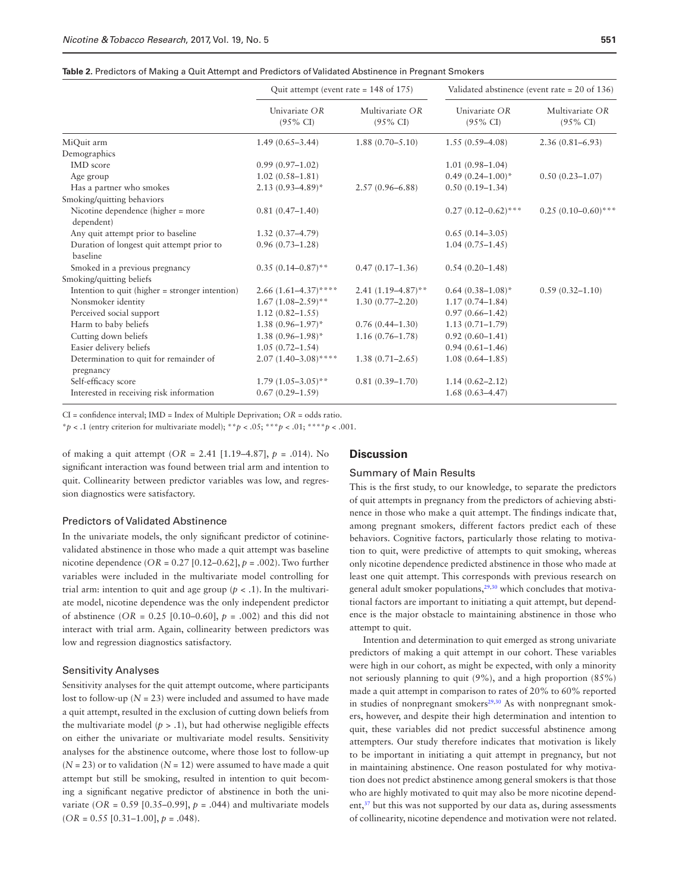**Table 2.** Predictors of Making a Quit Attempt and Predictors of Validated Abstinence in Pregnant Smokers

| | Quit attempt (event rate = 148 of 175) | | Validated abstinence (event rate = 20 of 136) | |
|---|---|---|---|---|
| | Univariate *OR* (95% CI) | Multivariate *OR* (95% CI) | Univariate *OR* (95% CI) | Multivariate *OR* (95% CI) |
| MiQuit arm | 1.49 (0.65–3.44) | 1.88 (0.70–5.10) | 1.55 (0.59–4.08) | 2.36 (0.81–6.93) |
| Demographics | | | | |
| IMD score | 0.99 (0.97–1.02) | | 1.01 (0.98–1.04) | |
| Age group | 1.02 (0.58–1.81) | | 0.49 (0.24–1.00)* | 0.50 (0.23–1.07) |
| Has a partner who smokes | 2.13 (0.93–4.89)* | 2.57 (0.96–6.88) | 0.50 (0.19–1.34) | |
| Smoking/quitting behaviors | | | | |
| Nicotine dependence (higher = more dependent) | 0.81 (0.47–1.40) | | 0.27 (0.12–0.62)*** | 0.25 (0.10–0.60)*** |
| Any quit attempt prior to baseline | 1.32 (0.37–4.79) | | 0.65 (0.14–3.05) | |
| Duration of longest quit attempt prior to baseline | 0.96 (0.73–1.28) | | 1.04 (0.75–1.45) | |
| Smoked in a previous pregnancy | 0.35 (0.14–0.87)** | 0.47 (0.17–1.36) | 0.54 (0.20–1.48) | |
| Smoking/quitting beliefs | | | | |
| Intention to quit (higher = stronger intention) | 2.66 (1.61–4.37)**** | 2.41 (1.19–4.87)** | 0.64 (0.38–1.08)* | 0.59 (0.32–1.10) |
| Nonsmoker identity | 1.67 (1.08–2.59)** | 1.30 (0.77–2.20) | 1.17 (0.74–1.84) | |
| Perceived social support | 1.12 (0.82–1.55) | | 0.97 (0.66–1.42) | |
| Harm to baby beliefs | 1.38 (0.96–1.97)* | 0.76 (0.44–1.30) | 1.13 (0.71–1.79) | |
| Cutting down beliefs | 1.38 (0.96–1.98)* | 1.16 (0.76–1.78) | 0.92 (0.60–1.41) | |
| Easier delivery beliefs | 1.05 (0.72–1.54) | | 0.94 (0.61–1.46) | |
| Determination to quit for remainder of pregnancy | 2.07 (1.40–3.08)**** | 1.38 (0.71–2.65) | 1.08 (0.64–1.85) | |
| Self-efficacy score | 1.79 (1.05–3.05)** | 0.81 (0.39–1.70) | 1.14 (0.62–2.12) | |
| Interested in receiving risk information | 0.67 (0.29–1.59) | | 1.68 (0.63–4.47) | |

CI = confidence interval; IMD = Index of Multiple Deprivation; *OR* = odds ratio.

\**p* < .1 (entry criterion for multivariate model); \*\**p* < .05; \*\*\**p* < .01; \*\*\*\**p* < .001.

of making a quit attempt (*OR* = 2.41 [1.19–4.87], *p* = .014). No significant interaction was found between trial arm and intention to quit. Collinearity between predictor variables was low, and regression diagnostics were satisfactory.

### Predictors of Validated Abstinence

In the univariate models, the only significant predictor of cotinine-validated abstinence in those who made a quit attempt was baseline nicotine dependence (*OR* = 0.27 [0.12–0.62], *p* = .002). Two further variables were included in the multivariate model controlling for trial arm: intention to quit and age group (*p* < .1). In the multivariate model, nicotine dependence was the only independent predictor of abstinence (*OR* = 0.25 [0.10–0.60], *p* = .002) and this did not interact with trial arm. Again, collinearity between predictors was low and regression diagnostics satisfactory.

### Sensitivity Analyses

Sensitivity analyses for the quit attempt outcome, where participants lost to follow-up (*N* = 23) were included and assumed to have made a quit attempt, resulted in the exclusion of cutting down beliefs from the multivariate model (*p* > .1), but had otherwise negligible effects on either the univariate or multivariate model results. Sensitivity analyses for the abstinence outcome, where those lost to follow-up (*N* = 23) or to validation (*N* = 12) were assumed to have made a quit attempt but still be smoking, resulted in intention to quit becoming a significant negative predictor of abstinence in both the univariate (*OR* = 0.59 [0.35–0.99], *p* = .044) and multivariate models (*OR* = 0.55 [0.31–1.00], *p* = .048).

## Discussion

### Summary of Main Results

This is the first study, to our knowledge, to separate the predictors of quit attempts in pregnancy from the predictors of achieving abstinence in those who make a quit attempt. The findings indicate that, among pregnant smokers, different factors predict each of these behaviors. Cognitive factors, particularly those relating to motivation to quit, were predictive of attempts to quit smoking, whereas only nicotine dependence predicted abstinence in those who made at least one quit attempt. This corresponds with previous research on general adult smoker populations,[29,30] which concludes that motivational factors are important to initiating a quit attempt, but dependence is the major obstacle to maintaining abstinence in those who attempt to quit.

Intention and determination to quit emerged as strong univariate predictors of making a quit attempt in our cohort. These variables were high in our cohort, as might be expected, with only a minority not seriously planning to quit (9%), and a high proportion (85%) made a quit attempt in comparison to rates of 20% to 60% reported in studies of nonpregnant smokers[29,30] As with nonpregnant smokers, however, and despite their high determination and intention to quit, these variables did not predict successful abstinence among attempters. Our study therefore indicates that motivation is likely to be important in initiating a quit attempt in pregnancy, but not in maintaining abstinence. One reason postulated for why motivation does not predict abstinence among general smokers is that those who are highly motivated to quit may also be more nicotine dependent,[37] but this was not supported by our data as, during assessments of collinearity, nicotine dependence and motivation were not related.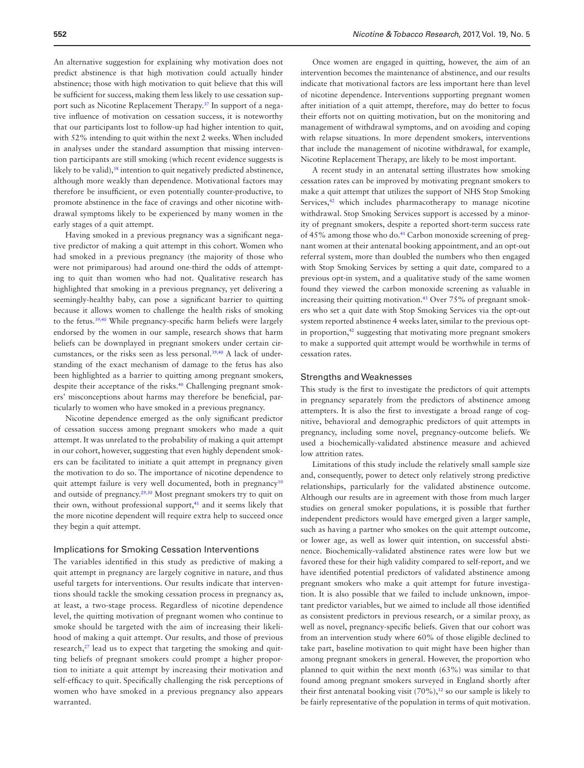An alternative suggestion for explaining why motivation does not predict abstinence is that high motivation could actually hinder abstinence; those with high motivation to quit believe that this will be sufficient for success, making them less likely to use cessation support such as Nicotine Replacement Therapy.[37] In support of a negative influence of motivation on cessation success, it is noteworthy that our participants lost to follow-up had higher intention to quit, with 52% intending to quit within the next 2 weeks. When included in analyses under the standard assumption that missing intervention participants are still smoking (which recent evidence suggests is likely to be valid),[38] intention to quit negatively predicted abstinence, although more weakly than dependence. Motivational factors may therefore be insufficient, or even potentially counter-productive, to promote abstinence in the face of cravings and other nicotine withdrawal symptoms likely to be experienced by many women in the early stages of a quit attempt.

Having smoked in a previous pregnancy was a significant negative predictor of making a quit attempt in this cohort. Women who had smoked in a previous pregnancy (the majority of those who were not primiparous) had around one-third the odds of attempting to quit than women who had not. Qualitative research has highlighted that smoking in a previous pregnancy, yet delivering a seemingly-healthy baby, can pose a significant barrier to quitting because it allows women to challenge the health risks of smoking to the fetus.[39,40] While pregnancy-specific harm beliefs were largely endorsed by the women in our sample, research shows that harm beliefs can be downplayed in pregnant smokers under certain circumstances, or the risks seen as less personal.[39,40] A lack of understanding of the exact mechanism of damage to the fetus has also been highlighted as a barrier to quitting among pregnant smokers, despite their acceptance of the risks.[40] Challenging pregnant smokers' misconceptions about harms may therefore be beneficial, particularly to women who have smoked in a previous pregnancy.

Nicotine dependence emerged as the only significant predictor of cessation success among pregnant smokers who made a quit attempt. It was unrelated to the probability of making a quit attempt in our cohort, however, suggesting that even highly dependent smokers can be facilitated to initiate a quit attempt in pregnancy given the motivation to do so. The importance of nicotine dependence to quit attempt failure is very well documented, both in pregnancy[10] and outside of pregnancy.[29,30] Most pregnant smokers try to quit on their own, without professional support,[41] and it seems likely that the more nicotine dependent will require extra help to succeed once they begin a quit attempt.

### Implications for Smoking Cessation Interventions

The variables identified in this study as predictive of making a quit attempt in pregnancy are largely cognitive in nature, and thus useful targets for interventions. Our results indicate that interventions should tackle the smoking cessation process in pregnancy as, at least, a two-stage process. Regardless of nicotine dependence level, the quitting motivation of pregnant women who continue to smoke should be targeted with the aim of increasing their likelihood of making a quit attempt. Our results, and those of previous research,[27] lead us to expect that targeting the smoking and quitting beliefs of pregnant smokers could prompt a higher proportion to initiate a quit attempt by increasing their motivation and self-efficacy to quit. Specifically challenging the risk perceptions of women who have smoked in a previous pregnancy also appears warranted.

Once women are engaged in quitting, however, the aim of an intervention becomes the maintenance of abstinence, and our results indicate that motivational factors are less important here than level of nicotine dependence. Interventions supporting pregnant women after initiation of a quit attempt, therefore, may do better to focus their efforts not on quitting motivation, but on the monitoring and management of withdrawal symptoms, and on avoiding and coping with relapse situations. In more dependent smokers, interventions that include the management of nicotine withdrawal, for example, Nicotine Replacement Therapy, are likely to be most important.

A recent study in an antenatal setting illustrates how smoking cessation rates can be improved by motivating pregnant smokers to make a quit attempt that utilizes the support of NHS Stop Smoking Services,[42] which includes pharmacotherapy to manage nicotine withdrawal. Stop Smoking Services support is accessed by a minority of pregnant smokers, despite a reported short-term success rate of 45% among those who do.[41] Carbon monoxide screening of pregnant women at their antenatal booking appointment, and an opt-out referral system, more than doubled the numbers who then engaged with Stop Smoking Services by setting a quit date, compared to a previous opt-in system, and a qualitative study of the same women found they viewed the carbon monoxide screening as valuable in increasing their quitting motivation.[43] Over 75% of pregnant smokers who set a quit date with Stop Smoking Services via the opt-out system reported abstinence 4 weeks later, similar to the previous opt-in proportion,[42] suggesting that motivating more pregnant smokers to make a supported quit attempt would be worthwhile in terms of cessation rates.

### Strengths and Weaknesses

This study is the first to investigate the predictors of quit attempts in pregnancy separately from the predictors of abstinence among attempters. It is also the first to investigate a broad range of cognitive, behavioral and demographic predictors of quit attempts in pregnancy, including some novel, pregnancy-outcome beliefs. We used a biochemically-validated abstinence measure and achieved low attrition rates.

Limitations of this study include the relatively small sample size and, consequently, power to detect only relatively strong predictive relationships, particularly for the validated abstinence outcome. Although our results are in agreement with those from much larger studies on general smoker populations, it is possible that further independent predictors would have emerged given a larger sample, such as having a partner who smokes on the quit attempt outcome, or lower age, as well as lower quit intention, on successful abstinence. Biochemically-validated abstinence rates were low but we favored these for their high validity compared to self-report, and we have identified potential predictors of validated abstinence among pregnant smokers who make a quit attempt for future investigation. It is also possible that we failed to include unknown, important predictor variables, but we aimed to include all those identified as consistent predictors in previous research, or a similar proxy, as well as novel, pregnancy-specific beliefs. Given that our cohort was from an intervention study where 60% of those eligible declined to take part, baseline motivation to quit might have been higher than among pregnant smokers in general. However, the proportion who planned to quit within the next month (63%) was similar to that found among pregnant smokers surveyed in England shortly after their first antenatal booking visit (70%),[12] so our sample is likely to be fairly representative of the population in terms of quit motivation.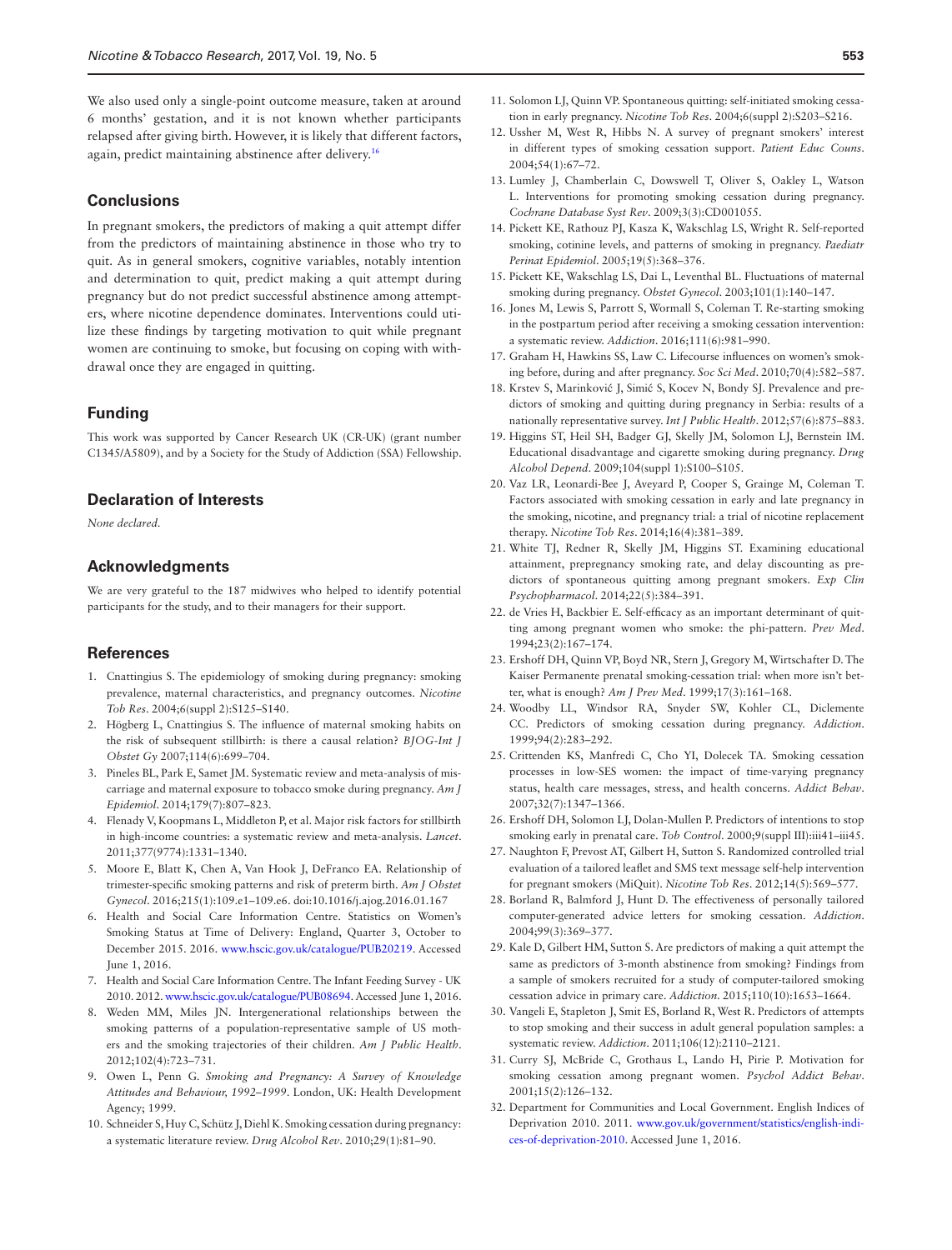We also used only a single-point outcome measure, taken at around 6 months' gestation, and it is not known whether participants relapsed after giving birth. However, it is likely that different factors, again, predict maintaining abstinence after delivery.[16]

## Conclusions

In pregnant smokers, the predictors of making a quit attempt differ from the predictors of maintaining abstinence in those who try to quit. As in general smokers, cognitive variables, notably intention and determination to quit, predict making a quit attempt during pregnancy but do not predict successful abstinence among attempters, where nicotine dependence dominates. Interventions could utilize these findings by targeting motivation to quit while pregnant women are continuing to smoke, but focusing on coping with withdrawal once they are engaged in quitting.

## Funding

This work was supported by Cancer Research UK (CR-UK) (grant number C1345/A5809), and by a Society for the Study of Addiction (SSA) Fellowship.

## Declaration of Interests

*None declared.*

## Acknowledgments

We are very grateful to the 187 midwives who helped to identify potential participants for the study, and to their managers for their support.

## References

1. Cnattingius S. The epidemiology of smoking during pregnancy: smoking prevalence, maternal characteristics, and pregnancy outcomes. *Nicotine Tob Res*. 2004;6(suppl 2):S125–S140.
2. Högberg L, Cnattingius S. The influence of maternal smoking habits on the risk of subsequent stillbirth: is there a causal relation? *BJOG-Int J Obstet Gy* 2007;114(6):699–704.
3. Pineles BL, Park E, Samet JM. Systematic review and meta-analysis of miscarriage and maternal exposure to tobacco smoke during pregnancy. *Am J Epidemiol*. 2014;179(7):807–823.
4. Flenady V, Koopmans L, Middleton P, et al. Major risk factors for stillbirth in high-income countries: a systematic review and meta-analysis. *Lancet*. 2011;377(9774):1331–1340.
5. Moore E, Blatt K, Chen A, Van Hook J, DeFranco EA. Relationship of trimester-specific smoking patterns and risk of preterm birth. *Am J Obstet Gynecol*. 2016;215(1):109.e1–109.e6. doi:10.1016/j.ajog.2016.01.167
6. Health and Social Care Information Centre. Statistics on Women's Smoking Status at Time of Delivery: England, Quarter 3, October to December 2015. 2016. www.hscic.gov.uk/catalogue/PUB20219. Accessed June 1, 2016.
7. Health and Social Care Information Centre. The Infant Feeding Survey - UK 2010. 2012. www.hscic.gov.uk/catalogue/PUB08694. Accessed June 1, 2016.
8. Weden MM, Miles JN. Intergenerational relationships between the smoking patterns of a population-representative sample of US mothers and the smoking trajectories of their children. *Am J Public Health*. 2012;102(4):723–731.
9. Owen L, Penn G. *Smoking and Pregnancy: A Survey of Knowledge Attitudes and Behaviour, 1992–1999*. London, UK: Health Development Agency; 1999.
10. Schneider S, Huy C, Schütz J, Diehl K. Smoking cessation during pregnancy: a systematic literature review. *Drug Alcohol Rev*. 2010;29(1):81–90.
11. Solomon LJ, Quinn VP. Spontaneous quitting: self-initiated smoking cessation in early pregnancy. *Nicotine Tob Res*. 2004;6(suppl 2):S203–S216.
12. Ussher M, West R, Hibbs N. A survey of pregnant smokers' interest in different types of smoking cessation support. *Patient Educ Couns*. 2004;54(1):67–72.
13. Lumley J, Chamberlain C, Dowswell T, Oliver S, Oakley L, Watson L. Interventions for promoting smoking cessation during pregnancy. *Cochrane Database Syst Rev*. 2009;3(3):CD001055.
14. Pickett KE, Rathouz PJ, Kasza K, Wakschlag LS, Wright R. Self-reported smoking, cotinine levels, and patterns of smoking in pregnancy. *Paediatr Perinat Epidemiol*. 2005;19(5):368–376.
15. Pickett KE, Wakschlag LS, Dai L, Leventhal BL. Fluctuations of maternal smoking during pregnancy. *Obstet Gynecol*. 2003;101(1):140–147.
16. Jones M, Lewis S, Parrott S, Wormall S, Coleman T. Re-starting smoking in the postpartum period after receiving a smoking cessation intervention: a systematic review. *Addiction*. 2016;111(6):981–990.
17. Graham H, Hawkins SS, Law C. Lifecourse influences on women's smoking before, during and after pregnancy. *Soc Sci Med*. 2010;70(4):582–587.
18. Krstev S, Marinković J, Simić S, Kocev N, Bondy SJ. Prevalence and predictors of smoking and quitting during pregnancy in Serbia: results of a nationally representative survey. *Int J Public Health*. 2012;57(6):875–883.
19. Higgins ST, Heil SH, Badger GJ, Skelly JM, Solomon LJ, Bernstein IM. Educational disadvantage and cigarette smoking during pregnancy. *Drug Alcohol Depend*. 2009;104(suppl 1):S100–S105.
20. Vaz LR, Leonardi-Bee J, Aveyard P, Cooper S, Grainge M, Coleman T. Factors associated with smoking cessation in early and late pregnancy in the smoking, nicotine, and pregnancy trial: a trial of nicotine replacement therapy. *Nicotine Tob Res*. 2014;16(4):381–389.
21. White TJ, Redner R, Skelly JM, Higgins ST. Examining educational attainment, prepregnancy smoking rate, and delay discounting as predictors of spontaneous quitting among pregnant smokers. *Exp Clin Psychopharmacol*. 2014;22(5):384–391.
22. de Vries H, Backbier E. Self-efficacy as an important determinant of quitting among pregnant women who smoke: the phi-pattern. *Prev Med*. 1994;23(2):167–174.
23. Ershoff DH, Quinn VP, Boyd NR, Stern J, Gregory M, Wirtschafter D. The Kaiser Permanente prenatal smoking-cessation trial: when more isn't better, what is enough? *Am J Prev Med*. 1999;17(3):161–168.
24. Woodby LL, Windsor RA, Snyder SW, Kohler CL, Diclemente CC. Predictors of smoking cessation during pregnancy. *Addiction*. 1999;94(2):283–292.
25. Crittenden KS, Manfredi C, Cho YI, Dolecek TA. Smoking cessation processes in low-SES women: the impact of time-varying pregnancy status, health care messages, stress, and health concerns. *Addict Behav*. 2007;32(7):1347–1366.
26. Ershoff DH, Solomon LJ, Dolan-Mullen P. Predictors of intentions to stop smoking early in prenatal care. *Tob Control*. 2000;9(suppl III):iii41–iii45.
27. Naughton F, Prevost AT, Gilbert H, Sutton S. Randomized controlled trial evaluation of a tailored leaflet and SMS text message self-help intervention for pregnant smokers (MiQuit). *Nicotine Tob Res*. 2012;14(5):569–577.
28. Borland R, Balmford J, Hunt D. The effectiveness of personally tailored computer-generated advice letters for smoking cessation. *Addiction*. 2004;99(3):369–377.
29. Kale D, Gilbert HM, Sutton S. Are predictors of making a quit attempt the same as predictors of 3-month abstinence from smoking? Findings from a sample of smokers recruited for a study of computer-tailored smoking cessation advice in primary care. *Addiction*. 2015;110(10):1653–1664.
30. Vangeli E, Stapleton J, Smit ES, Borland R, West R. Predictors of attempts to stop smoking and their success in adult general population samples: a systematic review. *Addiction*. 2011;106(12):2110–2121.
31. Curry SJ, McBride C, Grothaus L, Lando H, Pirie P. Motivation for smoking cessation among pregnant women. *Psychol Addict Behav*. 2001;15(2):126–132.
32. Department for Communities and Local Government. English Indices of Deprivation 2010. 2011. www.gov.uk/government/statistics/english-indices-of-deprivation-2010. Accessed June 1, 2016.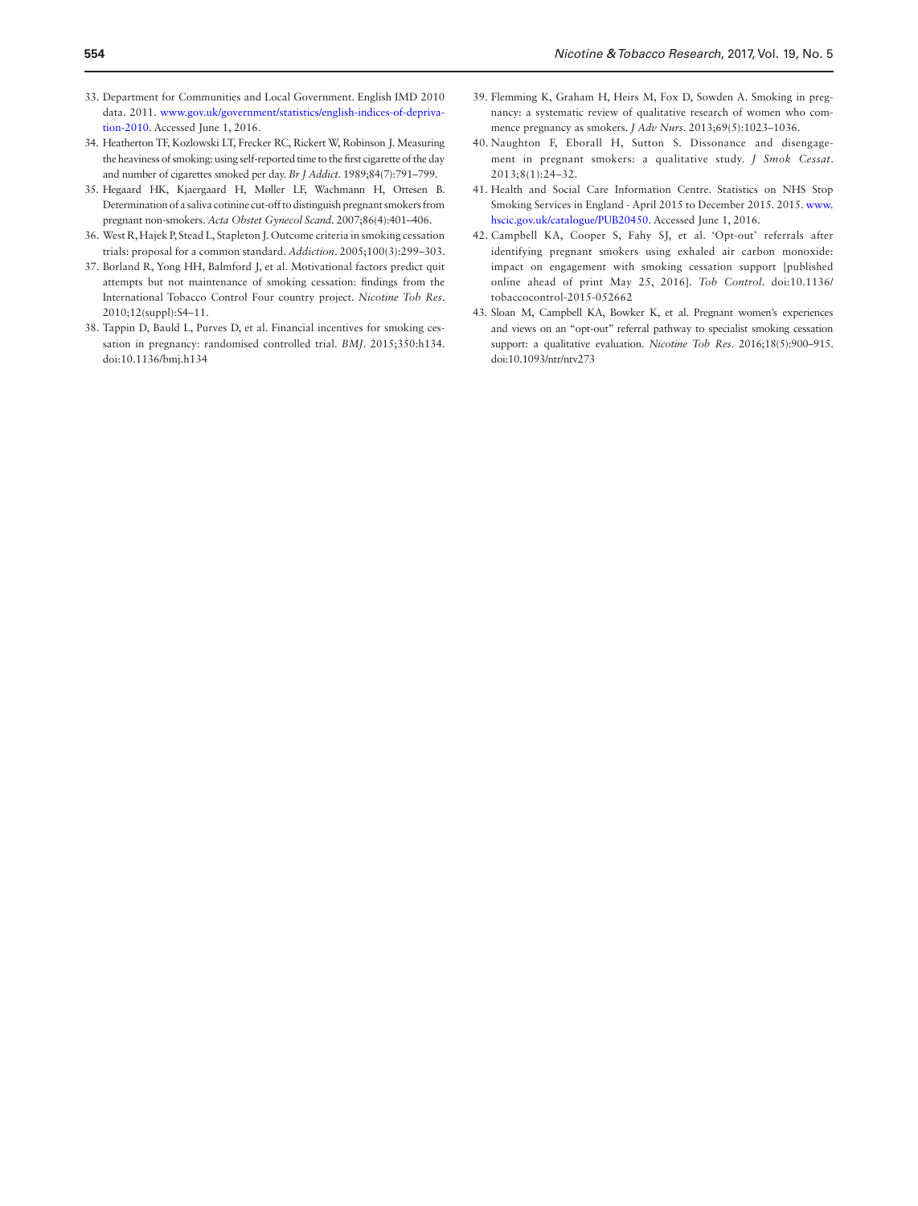33. Department for Communities and Local Government. English IMD 2010 data. 2011. www.gov.uk/government/statistics/english-indices-of-deprivation-2010. Accessed June 1, 2016.
34. Heatherton TF, Kozlowski LT, Frecker RC, Rickert W, Robinson J. Measuring the heaviness of smoking: using self-reported time to the first cigarette of the day and number of cigarettes smoked per day. *Br J Addict*. 1989;84(7):791–799.
35. Hegaard HK, Kjaergaard H, Møller LF, Wachmann H, Ottesen B. Determination of a saliva cotinine cut-off to distinguish pregnant smokers from pregnant non-smokers. *Acta Obstet Gynecol Scand*. 2007;86(4):401–406.
36. West R, Hajek P, Stead L, Stapleton J. Outcome criteria in smoking cessation trials: proposal for a common standard. *Addiction*. 2005;100(3):299–303.
37. Borland R, Yong HH, Balmford J, et al. Motivational factors predict quit attempts but not maintenance of smoking cessation: findings from the International Tobacco Control Four country project. *Nicotine Tob Res*. 2010;12(suppl):S4–11.
38. Tappin D, Bauld L, Purves D, et al. Financial incentives for smoking cessation in pregnancy: randomised controlled trial. *BMJ*. 2015;350:h134. doi:10.1136/bmj.h134
39. Flemming K, Graham H, Heirs M, Fox D, Sowden A. Smoking in pregnancy: a systematic review of qualitative research of women who commence pregnancy as smokers. *J Adv Nurs*. 2013;69(5):1023–1036.
40. Naughton F, Eborall H, Sutton S. Dissonance and disengagement in pregnant smokers: a qualitative study. *J Smok Cessat*. 2013;8(1):24–32.
41. Health and Social Care Information Centre. Statistics on NHS Stop Smoking Services in England - April 2015 to December 2015. 2015. www.hscic.gov.uk/catalogue/PUB20450. Accessed June 1, 2016.
42. Campbell KA, Cooper S, Fahy SJ, et al. 'Opt-out' referrals after identifying pregnant smokers using exhaled air carbon monoxide: impact on engagement with smoking cessation support [published online ahead of print May 25, 2016]. *Tob Control*. doi:10.1136/tobaccocontrol-2015-052662
43. Sloan M, Campbell KA, Bowker K, et al. Pregnant women's experiences and views on an "opt-out" referral pathway to specialist smoking cessation support: a qualitative evaluation. *Nicotine Tob Res*. 2016;18(5):900–915. doi:10.1093/ntr/ntv273